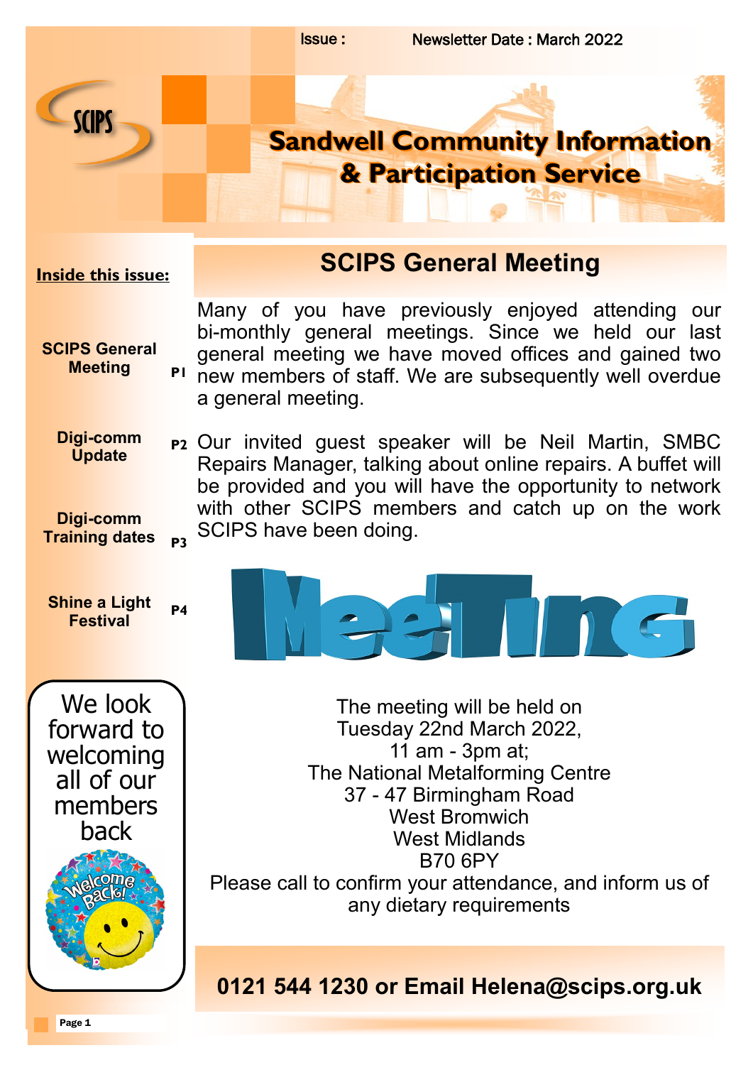Issue : Newsletter Date : March 2022

# Sandwell Community Information & Participation Service

**Inside this issue:**

| | |
|---|---|
| **SCIPS General Meeting** | **P1** |
| **Digi-comm Update** | **P2** |
| **Digi-comm Training dates** | **P3** |
| **Shine a Light Festival** | **P4** |

We look forward to welcoming all of our members back

## SCIPS General Meeting

Many of you have previously enjoyed attending our bi-monthly general meetings. Since we held our last general meeting we have moved offices and gained two new members of staff. We are subsequently well overdue a general meeting.

Our invited guest speaker will be Neil Martin, SMBC Repairs Manager, talking about online repairs. A buffet will be provided and you will have the opportunity to network with other SCIPS members and catch up on the work SCIPS have been doing.

The meeting will be held on
Tuesday 22nd March 2022,
11 am - 3pm at;
The National Metalforming Centre
37 - 47 Birmingham Road
West Bromwich
West Midlands
B70 6PY

Please call to confirm your attendance, and inform us of any dietary requirements

**0121 544 1230 or Email Helena@scips.org.uk**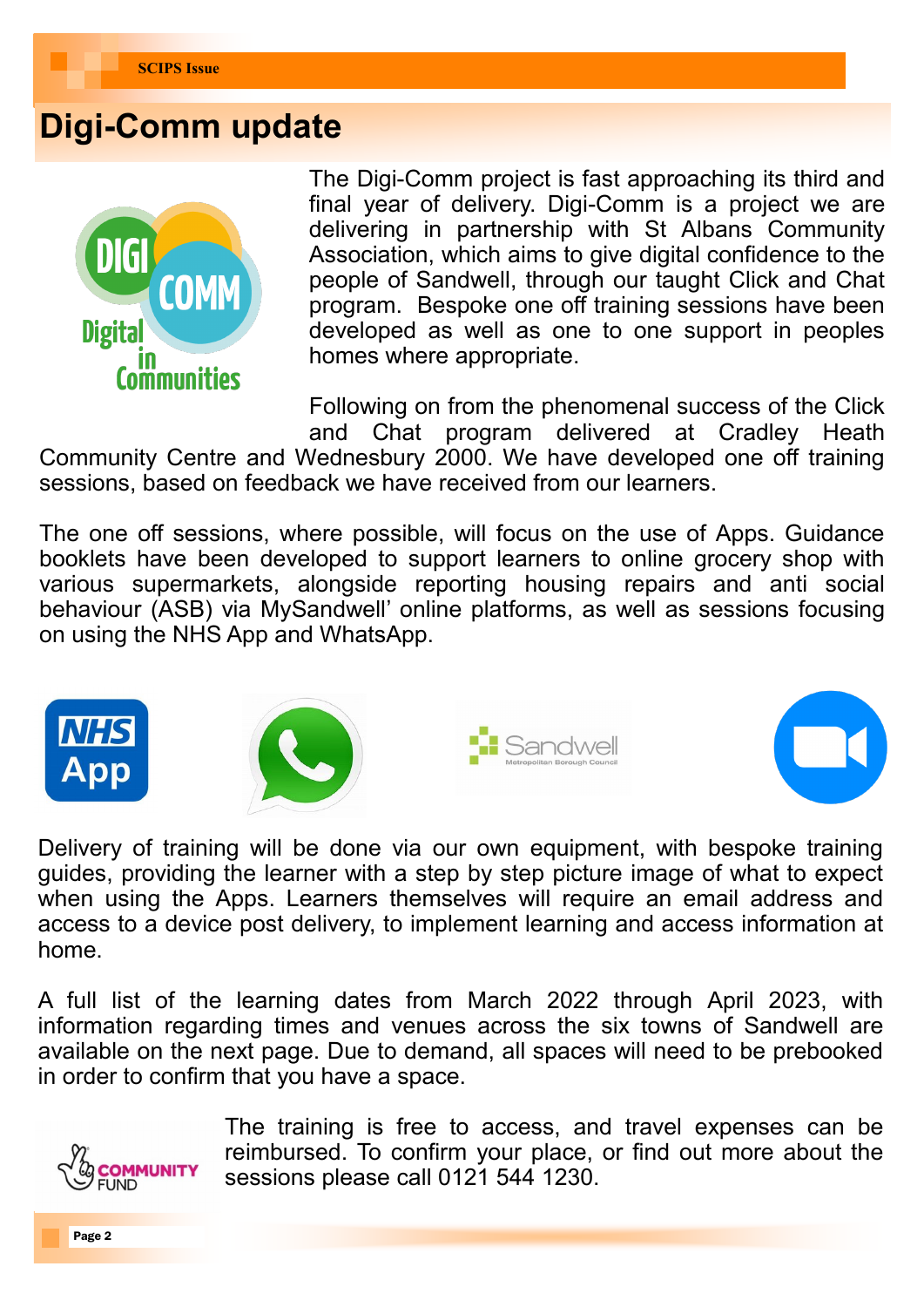# Digi-Comm update

The Digi-Comm project is fast approaching its third and final year of delivery. Digi-Comm is a project we are delivering in partnership with St Albans Community Association, which aims to give digital confidence to the people of Sandwell, through our taught Click and Chat program. Bespoke one off training sessions have been developed as well as one to one support in peoples homes where appropriate.

Following on from the phenomenal success of the Click and Chat program delivered at Cradley Heath Community Centre and Wednesbury 2000. We have developed one off training sessions, based on feedback we have received from our learners.

The one off sessions, where possible, will focus on the use of Apps. Guidance booklets have been developed to support learners to online grocery shop with various supermarkets, alongside reporting housing repairs and anti social behaviour (ASB) via MySandwell' online platforms, as well as sessions focusing on using the NHS App and WhatsApp.

Delivery of training will be done via our own equipment, with bespoke training guides, providing the learner with a step by step picture image of what to expect when using the Apps. Learners themselves will require an email address and access to a device post delivery, to implement learning and access information at home.

A full list of the learning dates from March 2022 through April 2023, with information regarding times and venues across the six towns of Sandwell are available on the next page. Due to demand, all spaces will need to be prebooked in order to confirm that you have a space.

The training is free to access, and travel expenses can be reimbursed. To confirm your place, or find out more about the sessions please call 0121 544 1230.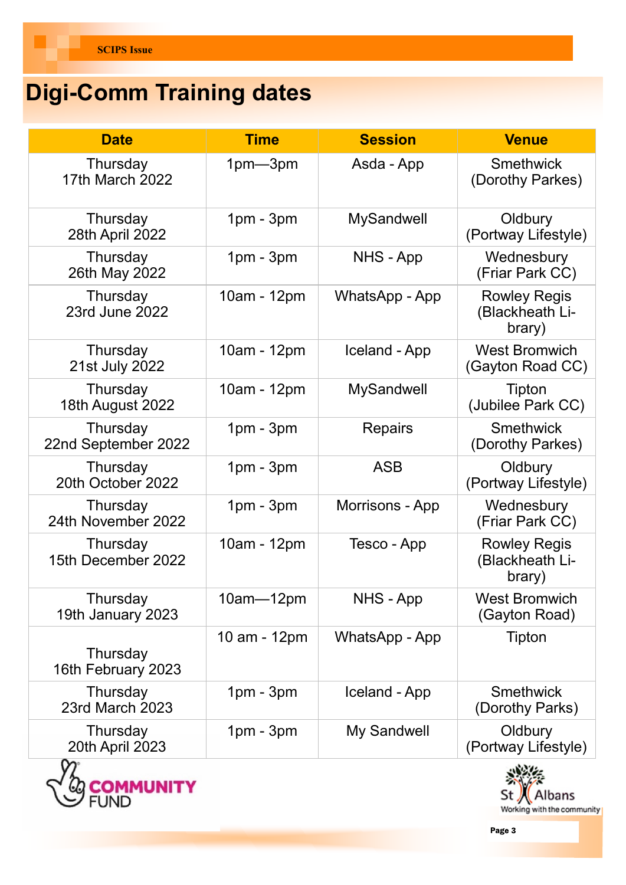# Digi-Comm Training dates

| Date | Time | Session | Venue |
|---|---|---|---|
| Thursday 17th March 2022 | 1pm—3pm | Asda - App | Smethwick (Dorothy Parkes) |
| Thursday 28th April 2022 | 1pm - 3pm | MySandwell | Oldbury (Portway Lifestyle) |
| Thursday 26th May 2022 | 1pm - 3pm | NHS - App | Wednesbury (Friar Park CC) |
| Thursday 23rd June 2022 | 10am - 12pm | WhatsApp - App | Rowley Regis (Blackheath Library) |
| Thursday 21st July 2022 | 10am - 12pm | Iceland - App | West Bromwich (Gayton Road CC) |
| Thursday 18th August 2022 | 10am - 12pm | MySandwell | Tipton (Jubilee Park CC) |
| Thursday 22nd September 2022 | 1pm - 3pm | Repairs | Smethwick (Dorothy Parkes) |
| Thursday 20th October 2022 | 1pm - 3pm | ASB | Oldbury (Portway Lifestyle) |
| Thursday 24th November 2022 | 1pm - 3pm | Morrisons - App | Wednesbury (Friar Park CC) |
| Thursday 15th December 2022 | 10am - 12pm | Tesco - App | Rowley Regis (Blackheath Library) |
| Thursday 19th January 2023 | 10am—12pm | NHS - App | West Bromwich (Gayton Road) |
| Thursday 16th February 2023 | 10 am - 12pm | WhatsApp - App | Tipton |
| Thursday 23rd March 2023 | 1pm - 3pm | Iceland - App | Smethwick (Dorothy Parks) |
| Thursday 20th April 2023 | 1pm - 3pm | My Sandwell | Oldbury (Portway Lifestyle) |

COMMUNITY FUND

St Albans
Working with the community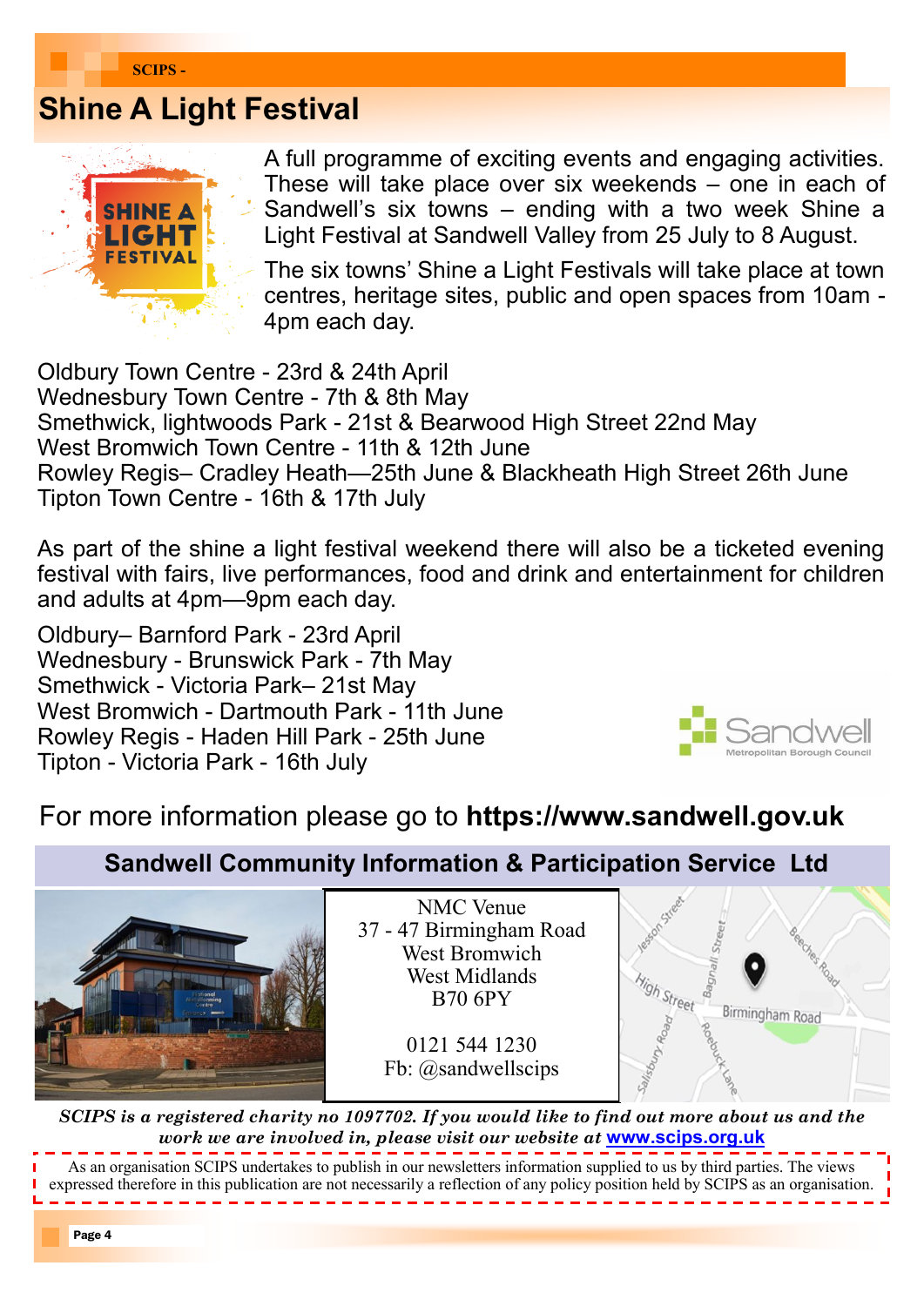# Shine A Light Festival

A full programme of exciting events and engaging activities. These will take place over six weekends – one in each of Sandwell's six towns – ending with a two week Shine a Light Festival at Sandwell Valley from 25 July to 8 August.

The six towns' Shine a Light Festivals will take place at town centres, heritage sites, public and open spaces from 10am - 4pm each day.

Oldbury Town Centre - 23rd & 24th April
Wednesbury Town Centre - 7th & 8th May
Smethwick, lightwoods Park - 21st & Bearwood High Street 22nd May
West Bromwich Town Centre - 11th & 12th June
Rowley Regis– Cradley Heath—25th June & Blackheath High Street 26th June
Tipton Town Centre - 16th & 17th July

As part of the shine a light festival weekend there will also be a ticketed evening festival with fairs, live performances, food and drink and entertainment for children and adults at 4pm—9pm each day.

Oldbury– Barnford Park - 23rd April
Wednesbury - Brunswick Park - 7th May
Smethwick - Victoria Park– 21st May
West Bromwich - Dartmouth Park - 11th June
Rowley Regis - Haden Hill Park - 25th June
Tipton - Victoria Park - 16th July

For more information please go to **https://www.sandwell.gov.uk**

## Sandwell Community Information & Participation Service Ltd

NMC Venue
37 - 47 Birmingham Road
West Bromwich
West Midlands
B70 6PY

0121 544 1230
Fb: @sandwellscips

***SCIPS is a registered charity no 1097702. If you would like to find out more about us and the work we are involved in, please visit our website at* www.scips.org.uk**

As an organisation SCIPS undertakes to publish in our newsletters information supplied to us by third parties. The views expressed therefore in this publication are not necessarily a reflection of any policy position held by SCIPS as an organisation.